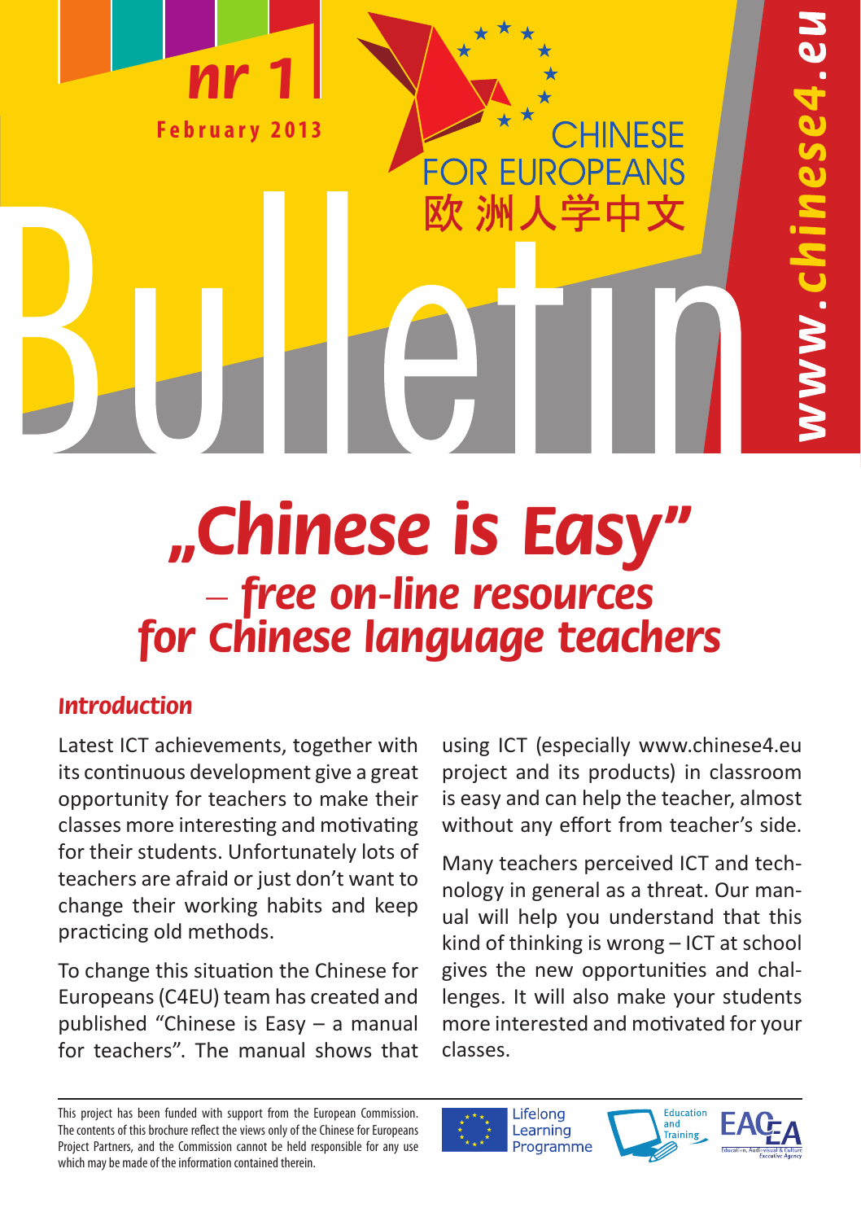nr 1

February 2013

CHINESE FOR EUROPEANS

欧洲人学中文

www.chinese4.eu

Bulletin

# „Chinese is Easy" – free on-line resources for Chinese language teachers

## Introduction

Latest ICT achievements, together with its continuous development give a great opportunity for teachers to make their classes more interesting and motivating for their students. Unfortunately lots of teachers are afraid or just don't want to change their working habits and keep practicing old methods.

To change this situation the Chinese for Europeans (C4EU) team has created and published "Chinese is Easy – a manual for teachers". The manual shows that using ICT (especially www.chinese4.eu project and its products) in classroom is easy and can help the teacher, almost without any effort from teacher's side.

Many teachers perceived ICT and technology in general as a threat. Our manual will help you understand that this kind of thinking is wrong – ICT at school gives the new opportunities and challenges. It will also make your students more interested and motivated for your classes.

This project has been funded with support from the European Commission. The contents of this brochure reflect the views only of the Chinese for Europeans Project Partners, and the Commission cannot be held responsible for any use which may be made of the information contained therein.

Lifelong Learning Programme

Education and Training

EACEA Education, Audiovisual & Culture Executive Agency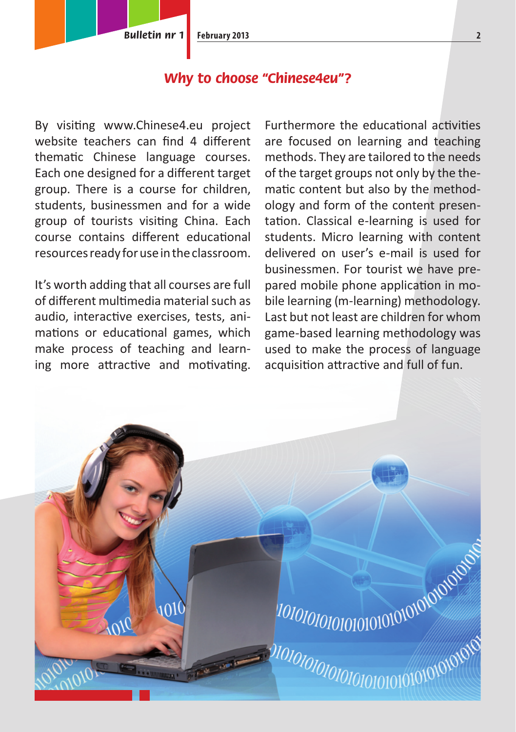## *Why to choose "Chinese4eu"?*

By visiting www.Chinese4.eu project website teachers can find 4 different thematic Chinese language courses. Each one designed for a different target group. There is a course for children, students, businessmen and for a wide group of tourists visiting China. Each course contains different educational resources ready for use in the classroom.

It's worth adding that all courses are full of different multimedia material such as audio, interactive exercises, tests, animations or educational games, which make process of teaching and learning more attractive and motivating.

Furthermore the educational activities are focused on learning and teaching methods. They are tailored to the needs of the target groups not only by the thematic content but also by the methodology and form of the content presentation. Classical e-learning is used for students. Micro learning with content delivered on user's e-mail is used for businessmen. For tourist we have prepared mobile phone application in mobile learning (m-learning) methodology. Last but not least are children for whom game-based learning methodology was used to make the process of language acquisition attractive and full of fun.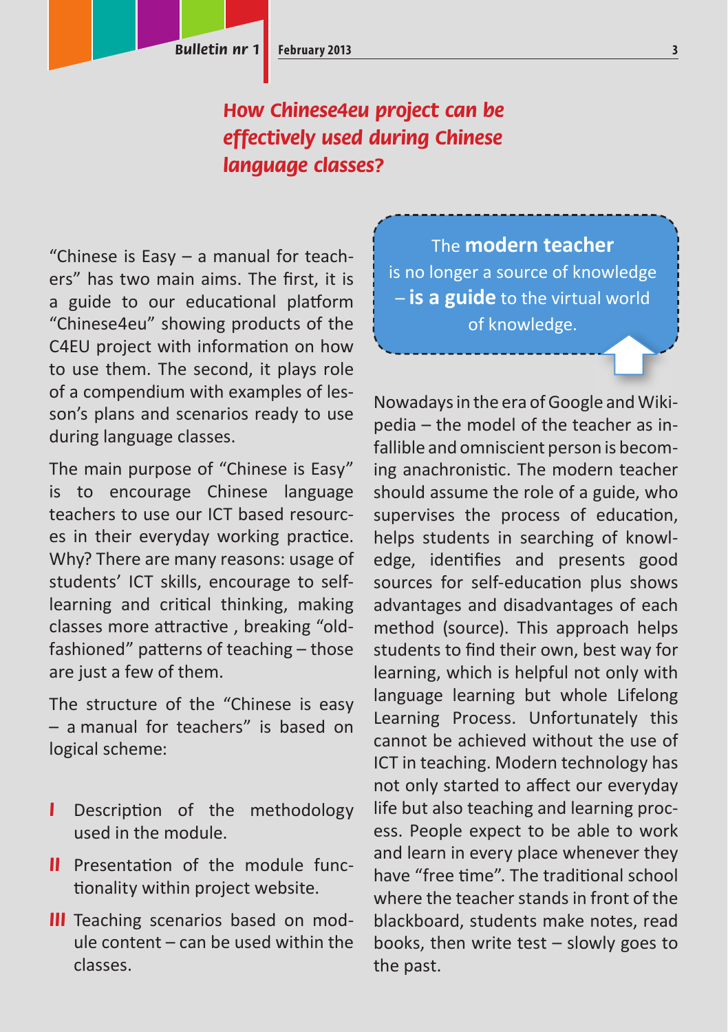## How Chinese4eu project can be effectively used during Chinese language classes?

"Chinese is Easy – a manual for teachers" has two main aims. The first, it is a guide to our educational platform "Chinese4eu" showing products of the C4EU project with information on how to use them. The second, it plays role of a compendium with examples of lesson's plans and scenarios ready to use during language classes.

The main purpose of "Chinese is Easy" is to encourage Chinese language teachers to use our ICT based resources in their everyday working practice. Why? There are many reasons: usage of students' ICT skills, encourage to self-learning and critical thinking, making classes more attractive , breaking "old-fashioned" patterns of teaching – those are just a few of them.

The structure of the "Chinese is easy – a manual for teachers" is based on logical scheme:

- **I** Description of the methodology used in the module.
- **II** Presentation of the module functionality within project website.
- **III** Teaching scenarios based on module content – can be used within the classes.

> The **modern teacher** is no longer a source of knowledge – **is a guide** to the virtual world of knowledge.

Nowadays in the era of Google and Wikipedia – the model of the teacher as infallible and omniscient person is becoming anachronistic. The modern teacher should assume the role of a guide, who supervises the process of education, helps students in searching of knowledge, identifies and presents good sources for self-education plus shows advantages and disadvantages of each method (source). This approach helps students to find their own, best way for learning, which is helpful not only with language learning but whole Lifelong Learning Process. Unfortunately this cannot be achieved without the use of ICT in teaching. Modern technology has not only started to affect our everyday life but also teaching and learning process. People expect to be able to work and learn in every place whenever they have "free time". The traditional school where the teacher stands in front of the blackboard, students make notes, read books, then write test – slowly goes to the past.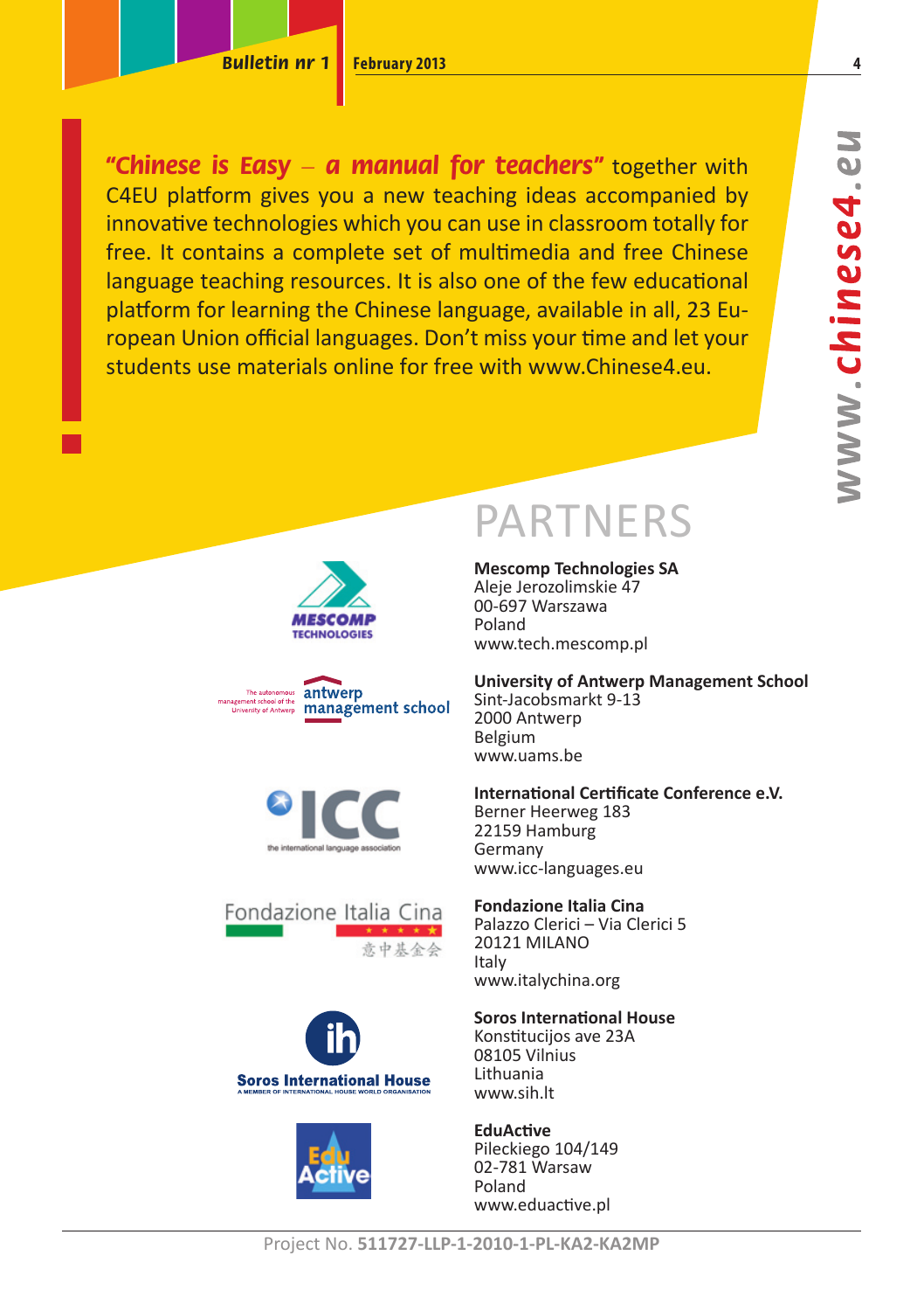***"Chinese is Easy – a manual for teachers"*** together with C4EU platform gives you a new teaching ideas accompanied by innovative technologies which you can use in classroom totally for free. It contains a complete set of multimedia and free Chinese language teaching resources. It is also one of the few educational platform for learning the Chinese language, available in all, 23 European Union official languages. Don't miss your time and let your students use materials online for free with www.Chinese4.eu.

*www.chinese4.eu*

# PARTNERS

**Mescomp Technologies SA**
Aleje Jerozolimskie 47
00-697 Warszawa
Poland
www.tech.mescomp.pl

**University of Antwerp Management School**
Sint-Jacobsmarkt 9-13
2000 Antwerp
Belgium
www.uams.be

**International Certificate Conference e.V.**
Berner Heerweg 183
22159 Hamburg
Germany
www.icc-languages.eu

**Fondazione Italia Cina**
Palazzo Clerici – Via Clerici 5
20121 MILANO
Italy
www.italychina.org

**Soros International House**
Konstitucijos ave 23A
08105 Vilnius
Lithuania
www.sih.lt

**EduActive**
Pileckiego 104/149
02-781 Warsaw
Poland
www.eduactive.pl

Project No. **511727-LLP-1-2010-1-PL-KA2-KA2MP**